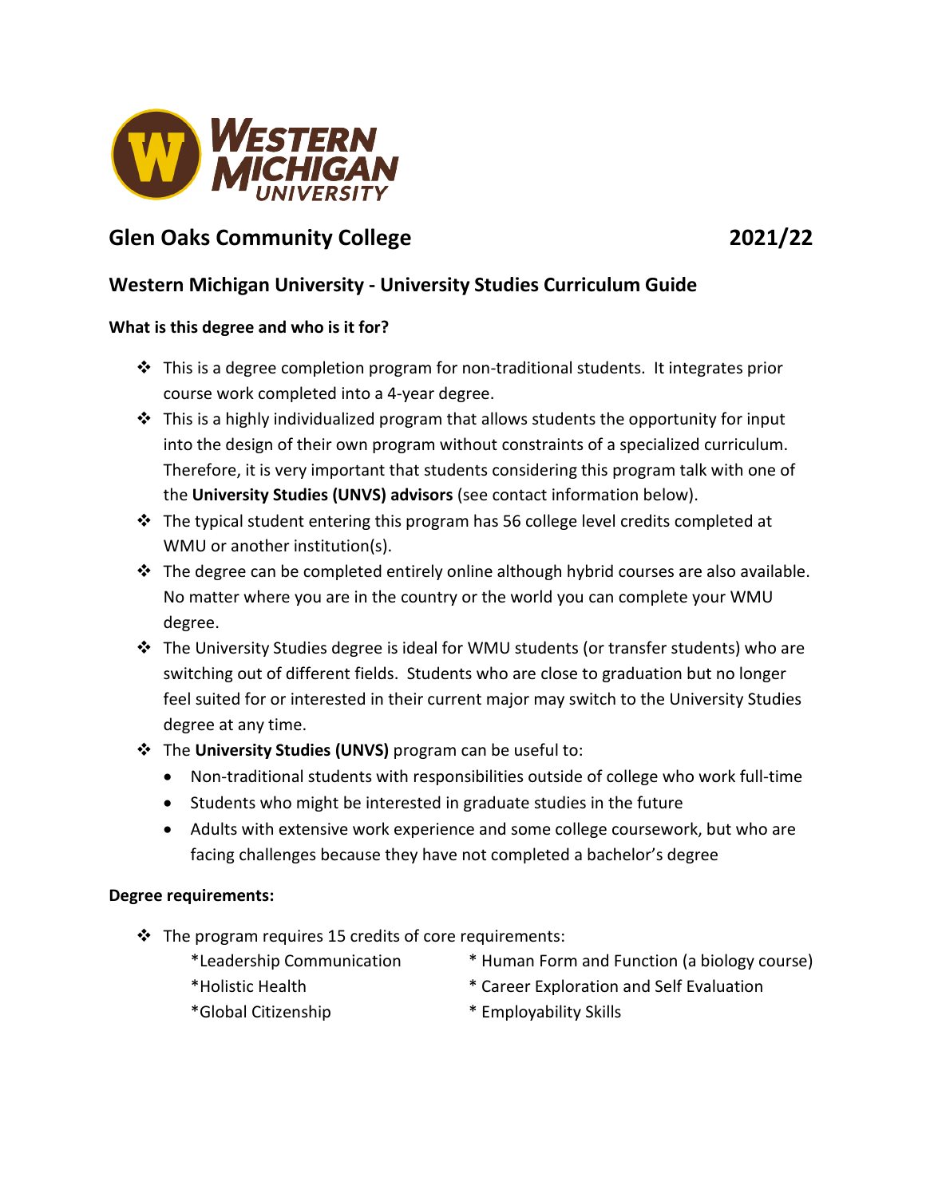Western Michigan University

# Glen Oaks Community College 2021/22

## Western Michigan University - University Studies Curriculum Guide

**What is this degree and who is it for?**

- This is a degree completion program for non-traditional students. It integrates prior course work completed into a 4-year degree.
- This is a highly individualized program that allows students the opportunity for input into the design of their own program without constraints of a specialized curriculum. Therefore, it is very important that students considering this program talk with one of the **University Studies (UNVS) advisors** (see contact information below).
- The typical student entering this program has 56 college level credits completed at WMU or another institution(s).
- The degree can be completed entirely online although hybrid courses are also available. No matter where you are in the country or the world you can complete your WMU degree.
- The University Studies degree is ideal for WMU students (or transfer students) who are switching out of different fields. Students who are close to graduation but no longer feel suited for or interested in their current major may switch to the University Studies degree at any time.
- The **University Studies (UNVS)** program can be useful to:
  - Non-traditional students with responsibilities outside of college who work full-time
  - Students who might be interested in graduate studies in the future
  - Adults with extensive work experience and some college coursework, but who are facing challenges because they have not completed a bachelor's degree

**Degree requirements:**

- The program requires 15 credits of core requirements:
  - *Leadership Communication
  - *Holistic Health
  - *Global Citizenship
  - * Human Form and Function (a biology course)
  - * Career Exploration and Self Evaluation
  - * Employability Skills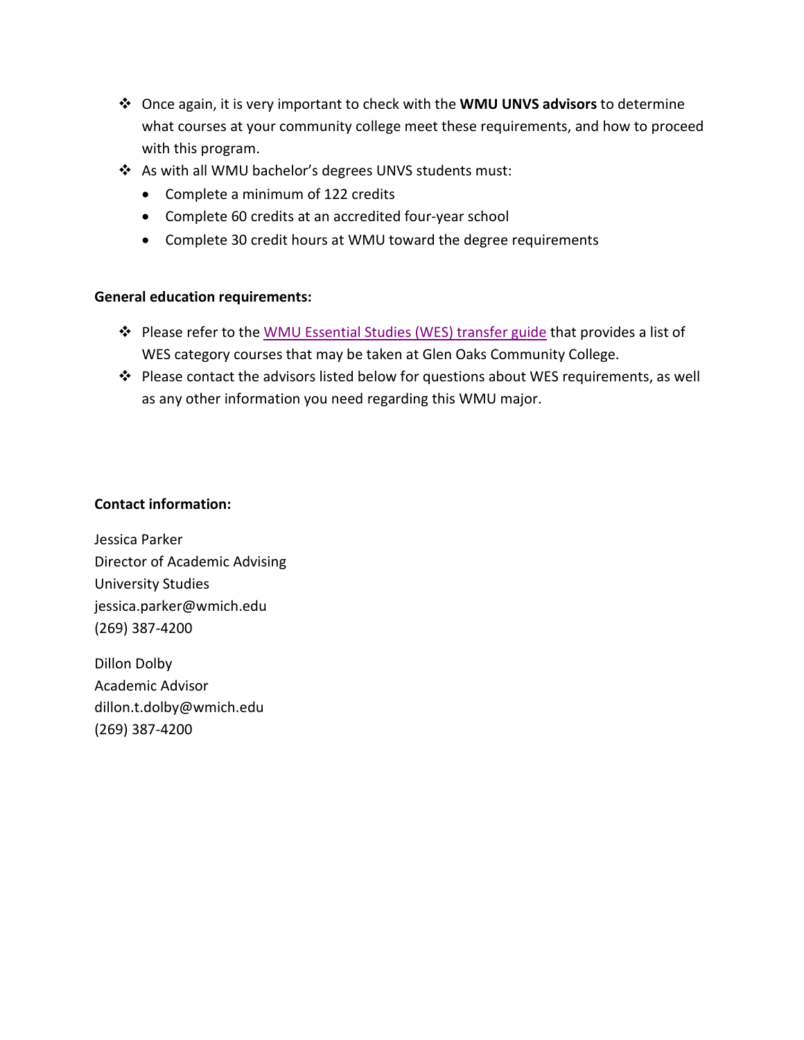- Once again, it is very important to check with the **WMU UNVS advisors** to determine what courses at your community college meet these requirements, and how to proceed with this program.
- As with all WMU bachelor's degrees UNVS students must:
  - Complete a minimum of 122 credits
  - Complete 60 credits at an accredited four-year school
  - Complete 30 credit hours at WMU toward the degree requirements

**General education requirements:**

- Please refer to the WMU Essential Studies (WES) transfer guide that provides a list of WES category courses that may be taken at Glen Oaks Community College.
- Please contact the advisors listed below for questions about WES requirements, as well as any other information you need regarding this WMU major.

**Contact information:**

Jessica Parker
Director of Academic Advising
University Studies
jessica.parker@wmich.edu
(269) 387-4200

Dillon Dolby
Academic Advisor
dillon.t.dolby@wmich.edu
(269) 387-4200